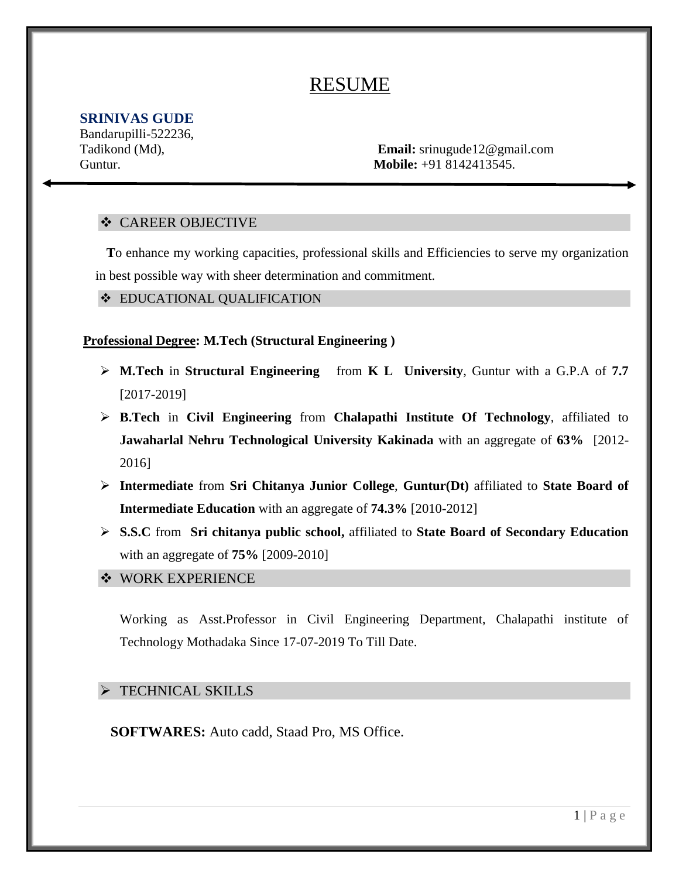# RESUME

**SRINIVAS GUDE**
Bandarupilli-522236,
Tadikond (Md),
Guntur.

**Email:** srinugude12@gmail.com
**Mobile:** +91 8142413545.

---

## ❖ CAREER OBJECTIVE

**T**o enhance my working capacities, professional skills and Efficiencies to serve my organization in best possible way with sheer determination and commitment.

## ❖ EDUCATIONAL QUALIFICATION

**Professional Degree: M.Tech (Structural Engineering )**

- **M.Tech** in **Structural Engineering** from **K L University**, Guntur with a G.P.A of **7.7** [2017-2019]
- **B.Tech** in **Civil Engineering** from **Chalapathi Institute Of Technology**, affiliated to **Jawaharlal Nehru Technological University Kakinada** with an aggregate of **63%** [2012-2016]
- **Intermediate** from **Sri Chitanya Junior College**, **Guntur(Dt)** affiliated to **State Board of Intermediate Education** with an aggregate of **74.3%** [2010-2012]
- **S.S.C** from **Sri chitanya public school,** affiliated to **State Board of Secondary Education** with an aggregate of **75%** [2009-2010]

## ❖ WORK EXPERIENCE

Working as Asst.Professor in Civil Engineering Department, Chalapathi institute of Technology Mothadaka Since 17-07-2019 To Till Date.

## ➢ TECHNICAL SKILLS

**SOFTWARES:** Auto cadd, Staad Pro, MS Office.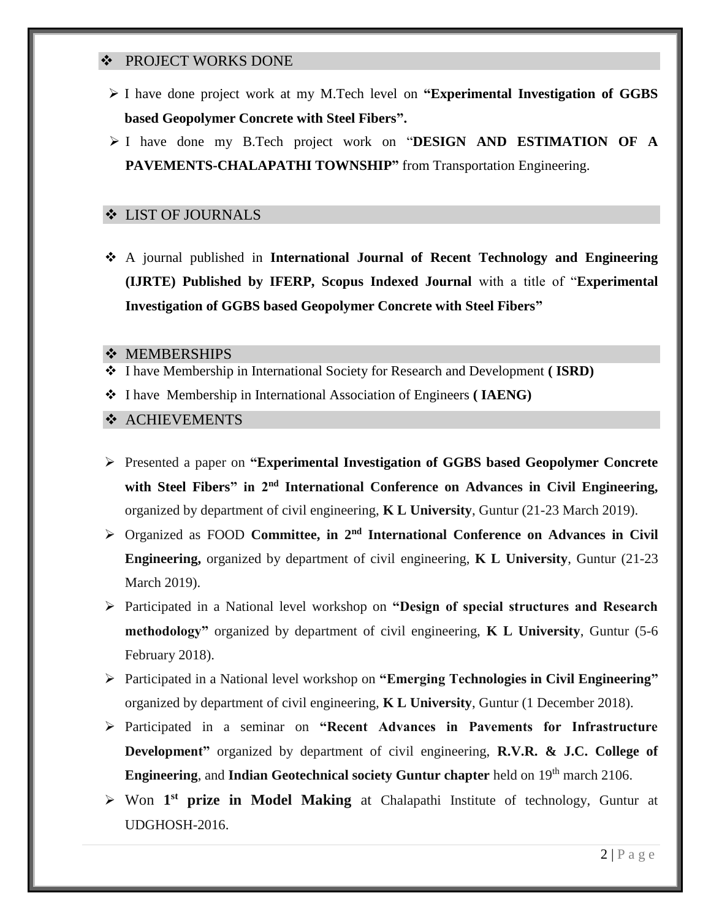## ❖ PROJECT WORKS DONE

- I have done project work at my M.Tech level on **"Experimental Investigation of GGBS based Geopolymer Concrete with Steel Fibers".**
- I have done my B.Tech project work on "**DESIGN AND ESTIMATION OF A PAVEMENTS-CHALAPATHI TOWNSHIP"** from Transportation Engineering.

## ❖ LIST OF JOURNALS

- ❖ A journal published in **International Journal of Recent Technology and Engineering (IJRTE) Published by IFERP, Scopus Indexed Journal** with a title of "**Experimental Investigation of GGBS based Geopolymer Concrete with Steel Fibers"**

## ❖ MEMBERSHIPS

- ❖ I have Membership in International Society for Research and Development **( ISRD)**
- ❖ I have Membership in International Association of Engineers **( IAENG)**

## ❖ ACHIEVEMENTS

- Presented a paper on **"Experimental Investigation of GGBS based Geopolymer Concrete with Steel Fibers" in 2nd International Conference on Advances in Civil Engineering,** organized by department of civil engineering, **K L University**, Guntur (21-23 March 2019).
- Organized as FOOD **Committee, in 2nd International Conference on Advances in Civil Engineering,** organized by department of civil engineering, **K L University**, Guntur (21-23 March 2019).
- Participated in a National level workshop on **"Design of special structures and Research methodology"** organized by department of civil engineering, **K L University**, Guntur (5-6 February 2018).
- Participated in a National level workshop on **"Emerging Technologies in Civil Engineering"** organized by department of civil engineering, **K L University**, Guntur (1 December 2018).
- Participated in a seminar on **"Recent Advances in Pavements for Infrastructure Development"** organized by department of civil engineering, **R.V.R. & J.C. College of Engineering**, and **Indian Geotechnical society Guntur chapter** held on 19th march 2106.
- Won **1st prize in Model Making** at Chalapathi Institute of technology, Guntur at UDGHOSH-2016.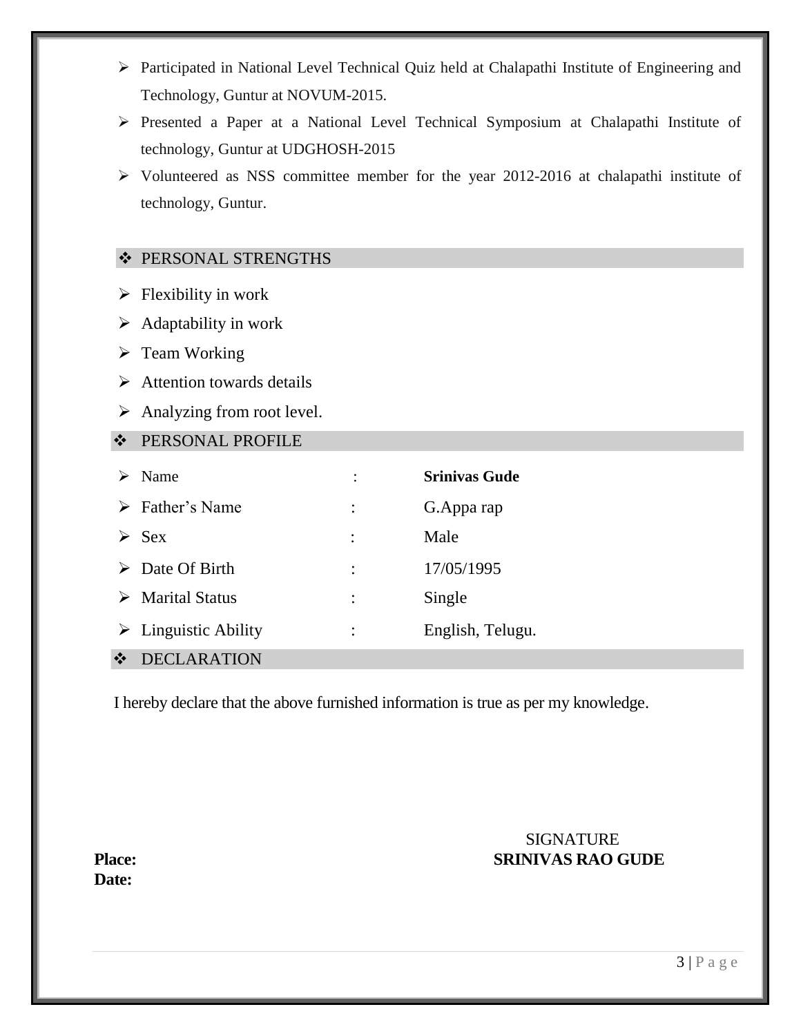- Participated in National Level Technical Quiz held at Chalapathi Institute of Engineering and Technology, Guntur at NOVUM-2015.
- Presented a Paper at a National Level Technical Symposium at Chalapathi Institute of technology, Guntur at UDGHOSH-2015
- Volunteered as NSS committee member for the year 2012-2016 at chalapathi institute of technology, Guntur.

## ❖ PERSONAL STRENGTHS

- Flexibility in work
- Adaptability in work
- Team Working
- Attention towards details
- Analyzing from root level.

## ❖ PERSONAL PROFILE

| | | |
|---|---|---|
| Name | : | **Srinivas Gude** |
| Father's Name | : | G.Appa rap |
| Sex | : | Male |
| Date Of Birth | : | 17/05/1995 |
| Marital Status | : | Single |
| Linguistic Ability | : | English, Telugu. |

## ❖ DECLARATION

I hereby declare that the above furnished information is true as per my knowledge.

SIGNATURE

**Place:** **SRINIVAS RAO GUDE**

**Date:**